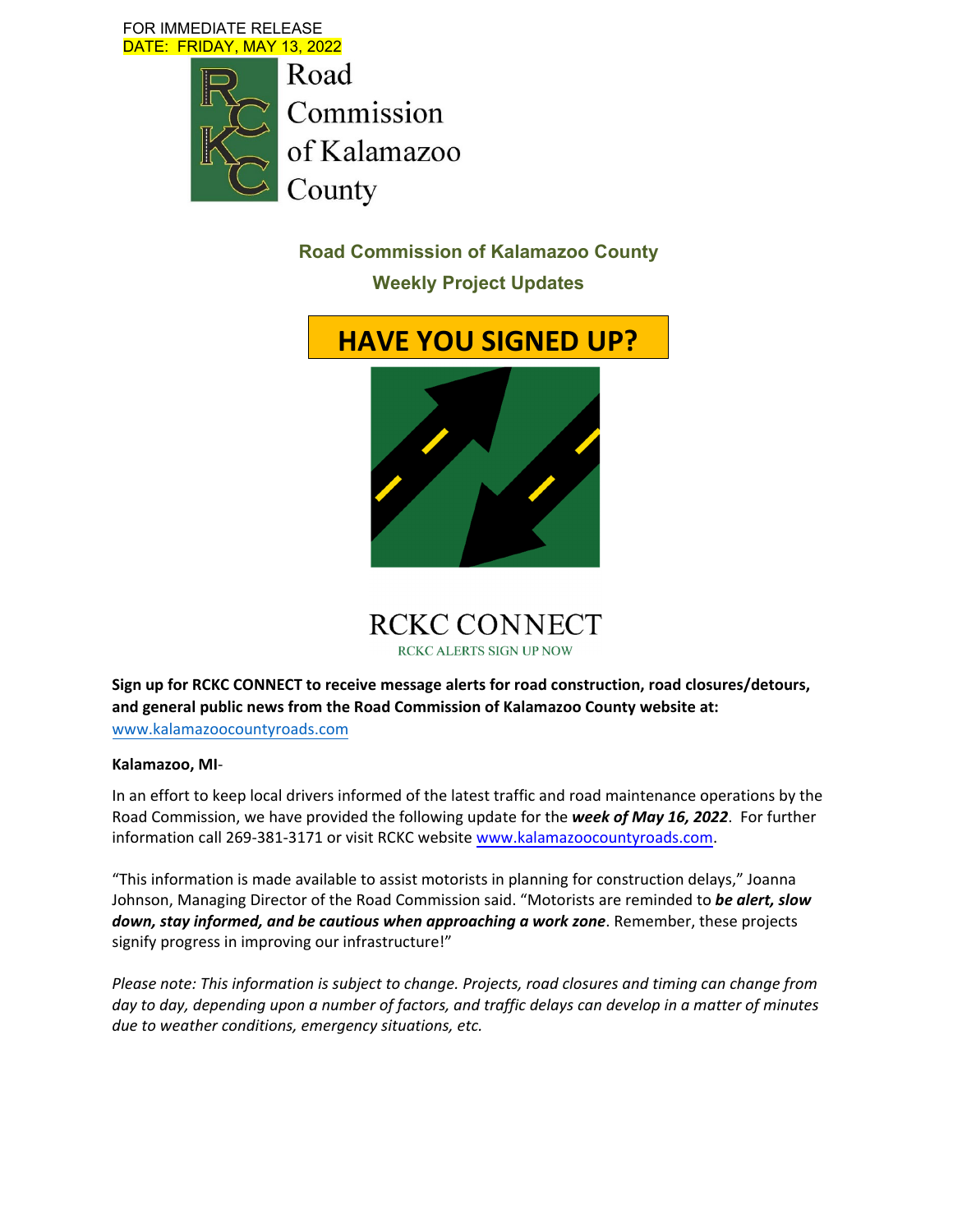FOR IMMEDIATE RELEASE
DATE: FRIDAY, MAY 13, 2022

Road Commission of Kalamazoo County

## Road Commission of Kalamazoo County

## Weekly Project Updates

### HAVE YOU SIGNED UP?

RCKC CONNECT

RCKC ALERTS SIGN UP NOW

**Sign up for RCKC CONNECT to receive message alerts for road construction, road closures/detours, and general public news from the Road Commission of Kalamazoo County website at:** www.kalamazoocountyroads.com

**Kalamazoo, MI**-

In an effort to keep local drivers informed of the latest traffic and road maintenance operations by the Road Commission, we have provided the following update for the ***week of May 16, 2022***. For further information call 269-381-3171 or visit RCKC website www.kalamazoocountyroads.com.

"This information is made available to assist motorists in planning for construction delays," Joanna Johnson, Managing Director of the Road Commission said. "Motorists are reminded to ***be alert, slow down, stay informed, and be cautious when approaching a work zone***. Remember, these projects signify progress in improving our infrastructure!"

*Please note: This information is subject to change. Projects, road closures and timing can change from day to day, depending upon a number of factors, and traffic delays can develop in a matter of minutes due to weather conditions, emergency situations, etc.*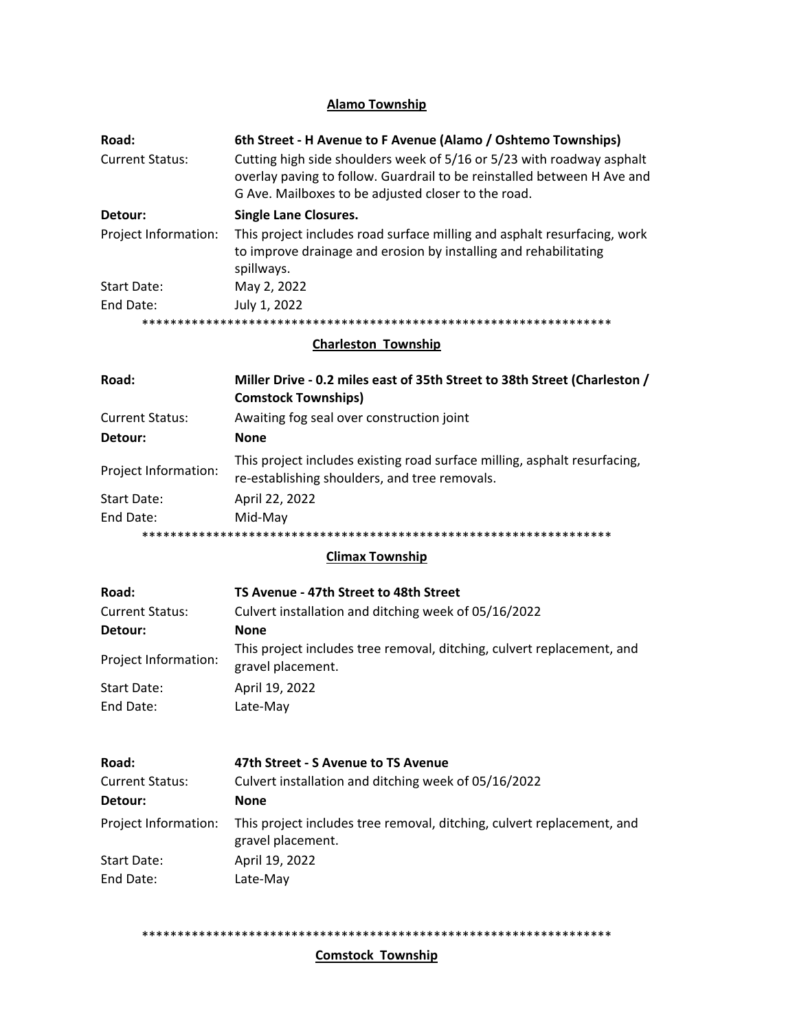## Alamo Township

| | |
|---|---|
| **Road:** | **6th Street - H Avenue to F Avenue (Alamo / Oshtemo Townships)** |
| Current Status: | Cutting high side shoulders week of 5/16 or 5/23 with roadway asphalt overlay paving to follow. Guardrail to be reinstalled between H Ave and G Ave. Mailboxes to be adjusted closer to the road. |
| **Detour:** | **Single Lane Closures.** |
| Project Information: | This project includes road surface milling and asphalt resurfacing, work to improve drainage and erosion by installing and rehabilitating spillways. |
| Start Date: | May 2, 2022 |
| End Date: | July 1, 2022 |

*******************************************************************

## Charleston Township

| | |
|---|---|
| **Road:** | **Miller Drive - 0.2 miles east of 35th Street to 38th Street (Charleston / Comstock Townships)** |
| Current Status: | Awaiting fog seal over construction joint |
| **Detour:** | **None** |
| Project Information: | This project includes existing road surface milling, asphalt resurfacing, re-establishing shoulders, and tree removals. |
| Start Date: | April 22, 2022 |
| End Date: | Mid-May |

*******************************************************************

## Climax Township

| | |
|---|---|
| **Road:** | **TS Avenue - 47th Street to 48th Street** |
| Current Status: | Culvert installation and ditching week of 05/16/2022 |
| **Detour:** | **None** |
| Project Information: | This project includes tree removal, ditching, culvert replacement, and gravel placement. |
| Start Date: | April 19, 2022 |
| End Date: | Late-May |

| | |
|---|---|
| **Road:** | **47th Street - S Avenue to TS Avenue** |
| Current Status: | Culvert installation and ditching week of 05/16/2022 |
| **Detour:** | **None** |
| Project Information: | This project includes tree removal, ditching, culvert replacement, and gravel placement. |
| Start Date: | April 19, 2022 |
| End Date: | Late-May |

*******************************************************************

## Comstock Township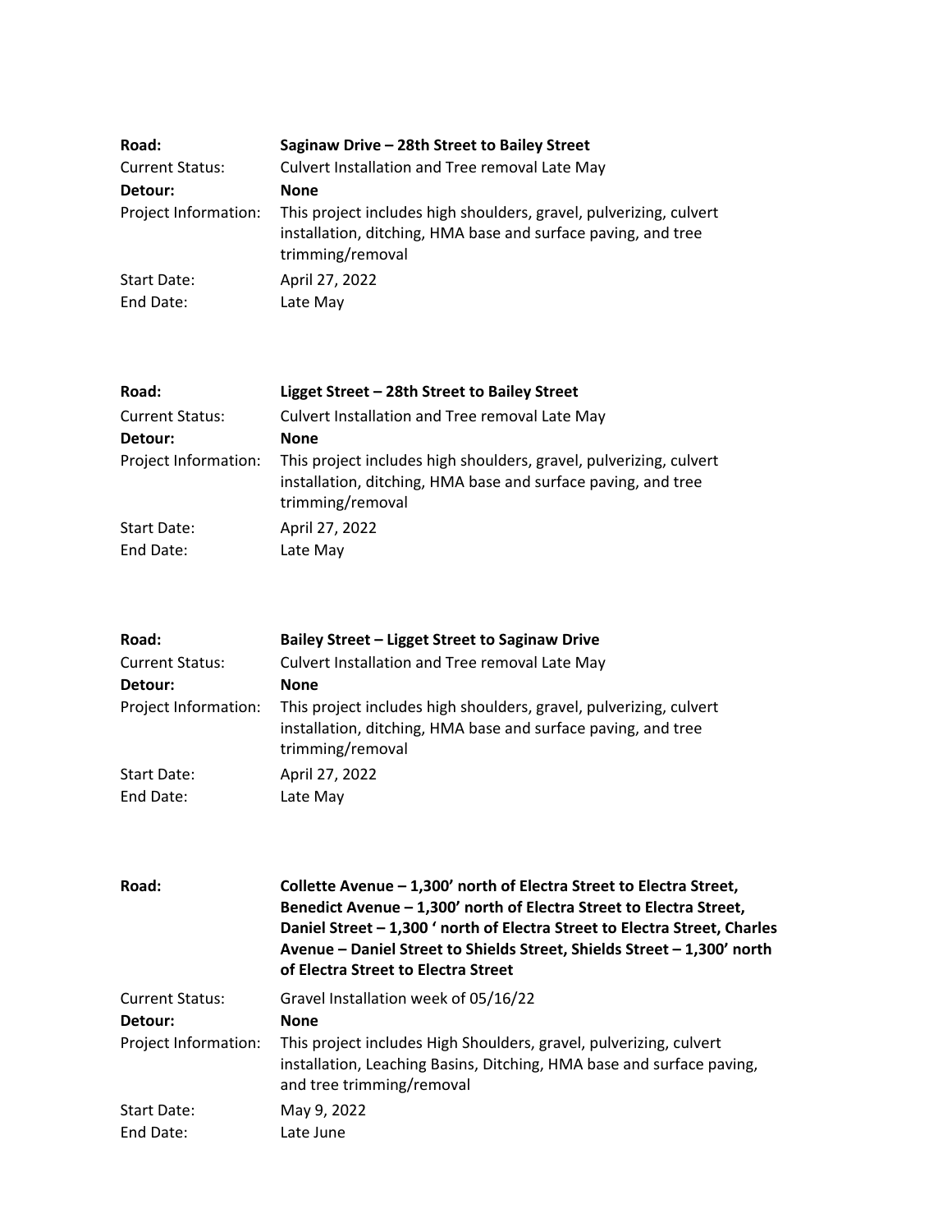| | |
|---|---|
| **Road:** | **Saginaw Drive – 28th Street to Bailey Street** |
| Current Status: | Culvert Installation and Tree removal Late May |
| **Detour:** | **None** |
| Project Information: | This project includes high shoulders, gravel, pulverizing, culvert installation, ditching, HMA base and surface paving, and tree trimming/removal |
| Start Date: | April 27, 2022 |
| End Date: | Late May |

| | |
|---|---|
| **Road:** | **Ligget Street – 28th Street to Bailey Street** |
| Current Status: | Culvert Installation and Tree removal Late May |
| **Detour:** | **None** |
| Project Information: | This project includes high shoulders, gravel, pulverizing, culvert installation, ditching, HMA base and surface paving, and tree trimming/removal |
| Start Date: | April 27, 2022 |
| End Date: | Late May |

| | |
|---|---|
| **Road:** | **Bailey Street – Ligget Street to Saginaw Drive** |
| Current Status: | Culvert Installation and Tree removal Late May |
| **Detour:** | **None** |
| Project Information: | This project includes high shoulders, gravel, pulverizing, culvert installation, ditching, HMA base and surface paving, and tree trimming/removal |
| Start Date: | April 27, 2022 |
| End Date: | Late May |

| | |
|---|---|
| **Road:** | **Collette Avenue – 1,300' north of Electra Street to Electra Street, Benedict Avenue – 1,300' north of Electra Street to Electra Street, Daniel Street – 1,300 ' north of Electra Street to Electra Street, Charles Avenue – Daniel Street to Shields Street, Shields Street – 1,300' north of Electra Street to Electra Street** |
| Current Status: | Gravel Installation week of 05/16/22 |
| **Detour:** | **None** |
| Project Information: | This project includes High Shoulders, gravel, pulverizing, culvert installation, Leaching Basins, Ditching, HMA base and surface paving, and tree trimming/removal |
| Start Date: | May 9, 2022 |
| End Date: | Late June |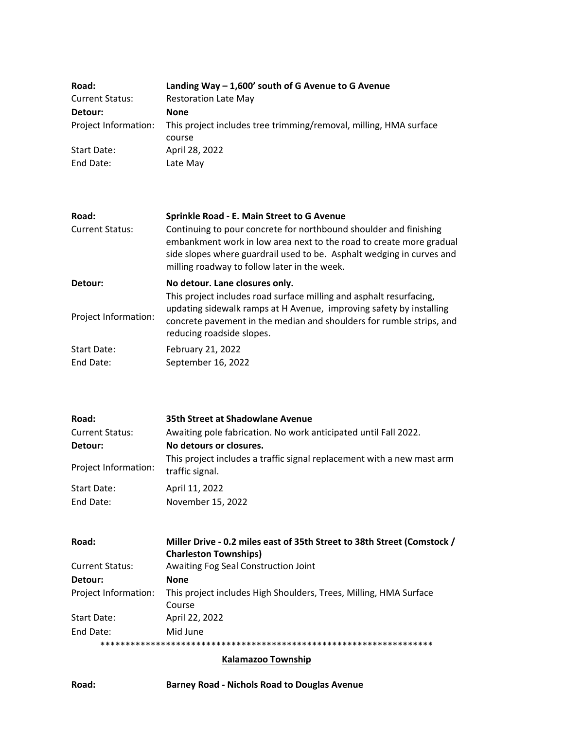| | |
|---|---|
| **Road:** | **Landing Way – 1,600' south of G Avenue to G Avenue** |
| Current Status: | Restoration Late May |
| **Detour:** | **None** |
| Project Information: | This project includes tree trimming/removal, milling, HMA surface course |
| Start Date: | April 28, 2022 |
| End Date: | Late May |

| | |
|---|---|
| **Road:** | **Sprinkle Road - E. Main Street to G Avenue** |
| Current Status: | Continuing to pour concrete for northbound shoulder and finishing embankment work in low area next to the road to create more gradual side slopes where guardrail used to be. Asphalt wedging in curves and milling roadway to follow later in the week. |
| **Detour:** | **No detour. Lane closures only.** |
| Project Information: | This project includes road surface milling and asphalt resurfacing, updating sidewalk ramps at H Avenue, improving safety by installing concrete pavement in the median and shoulders for rumble strips, and reducing roadside slopes. |
| Start Date: | February 21, 2022 |
| End Date: | September 16, 2022 |

| | |
|---|---|
| **Road:** | **35th Street at Shadowlane Avenue** |
| Current Status: | Awaiting pole fabrication. No work anticipated until Fall 2022. |
| **Detour:** | **No detours or closures.** |
| Project Information: | This project includes a traffic signal replacement with a new mast arm traffic signal. |
| Start Date: | April 11, 2022 |
| End Date: | November 15, 2022 |

| | |
|---|---|
| **Road:** | **Miller Drive - 0.2 miles east of 35th Street to 38th Street (Comstock / Charleston Townships)** |
| Current Status: | Awaiting Fog Seal Construction Joint |
| **Detour:** | **None** |
| Project Information: | This project includes High Shoulders, Trees, Milling, HMA Surface Course |
| Start Date: | April 22, 2022 |
| End Date: | Mid June |

*******************************************************************

**Kalamazoo Township**

| | |
|---|---|
| **Road:** | **Barney Road - Nichols Road to Douglas Avenue** |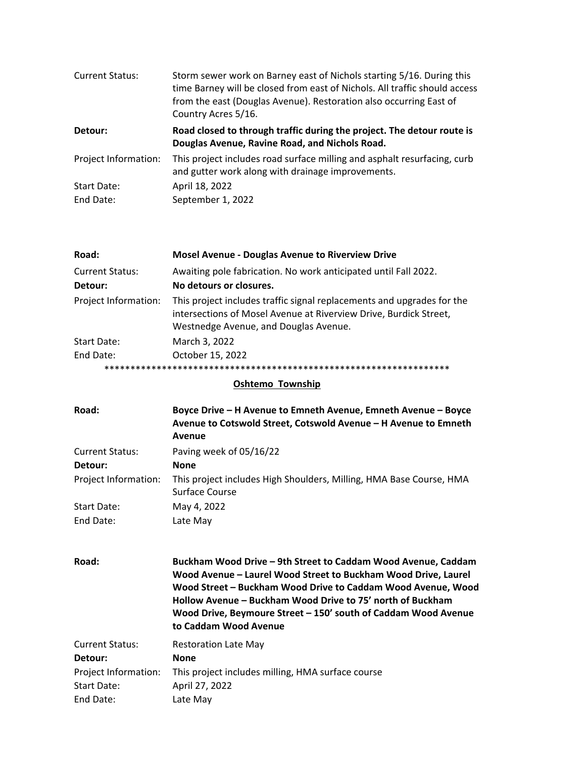| | |
|---|---|
| Current Status: | Storm sewer work on Barney east of Nichols starting 5/16. During this time Barney will be closed from east of Nichols. All traffic should access from the east (Douglas Avenue). Restoration also occurring East of Country Acres 5/16. |
| **Detour:** | **Road closed to through traffic during the project. The detour route is Douglas Avenue, Ravine Road, and Nichols Road.** |
| Project Information: | This project includes road surface milling and asphalt resurfacing, curb and gutter work along with drainage improvements. |
| Start Date: | April 18, 2022 |
| End Date: | September 1, 2022 |

| | |
|---|---|
| **Road:** | **Mosel Avenue - Douglas Avenue to Riverview Drive** |
| Current Status: | Awaiting pole fabrication. No work anticipated until Fall 2022. |
| **Detour:** | **No detours or closures.** |
| Project Information: | This project includes traffic signal replacements and upgrades for the intersections of Mosel Avenue at Riverview Drive, Burdick Street, Westnedge Avenue, and Douglas Avenue. |
| Start Date: | March 3, 2022 |
| End Date: | October 15, 2022 |

*******************************************************************

## Oshtemo Township

| | |
|---|---|
| **Road:** | **Boyce Drive – H Avenue to Emneth Avenue, Emneth Avenue – Boyce Avenue to Cotswold Street, Cotswold Avenue – H Avenue to Emneth Avenue** |
| Current Status: | Paving week of 05/16/22 |
| **Detour:** | **None** |
| Project Information: | This project includes High Shoulders, Milling, HMA Base Course, HMA Surface Course |
| Start Date: | May 4, 2022 |
| End Date: | Late May |

| | |
|---|---|
| **Road:** | **Buckham Wood Drive – 9th Street to Caddam Wood Avenue, Caddam Wood Avenue – Laurel Wood Street to Buckham Wood Drive, Laurel Wood Street – Buckham Wood Drive to Caddam Wood Avenue, Wood Hollow Avenue – Buckham Wood Drive to 75' north of Buckham Wood Drive, Beymoure Street – 150' south of Caddam Wood Avenue to Caddam Wood Avenue** |
| Current Status: | Restoration Late May |
| **Detour:** | **None** |
| Project Information: | This project includes milling, HMA surface course |
| Start Date: | April 27, 2022 |
| End Date: | Late May |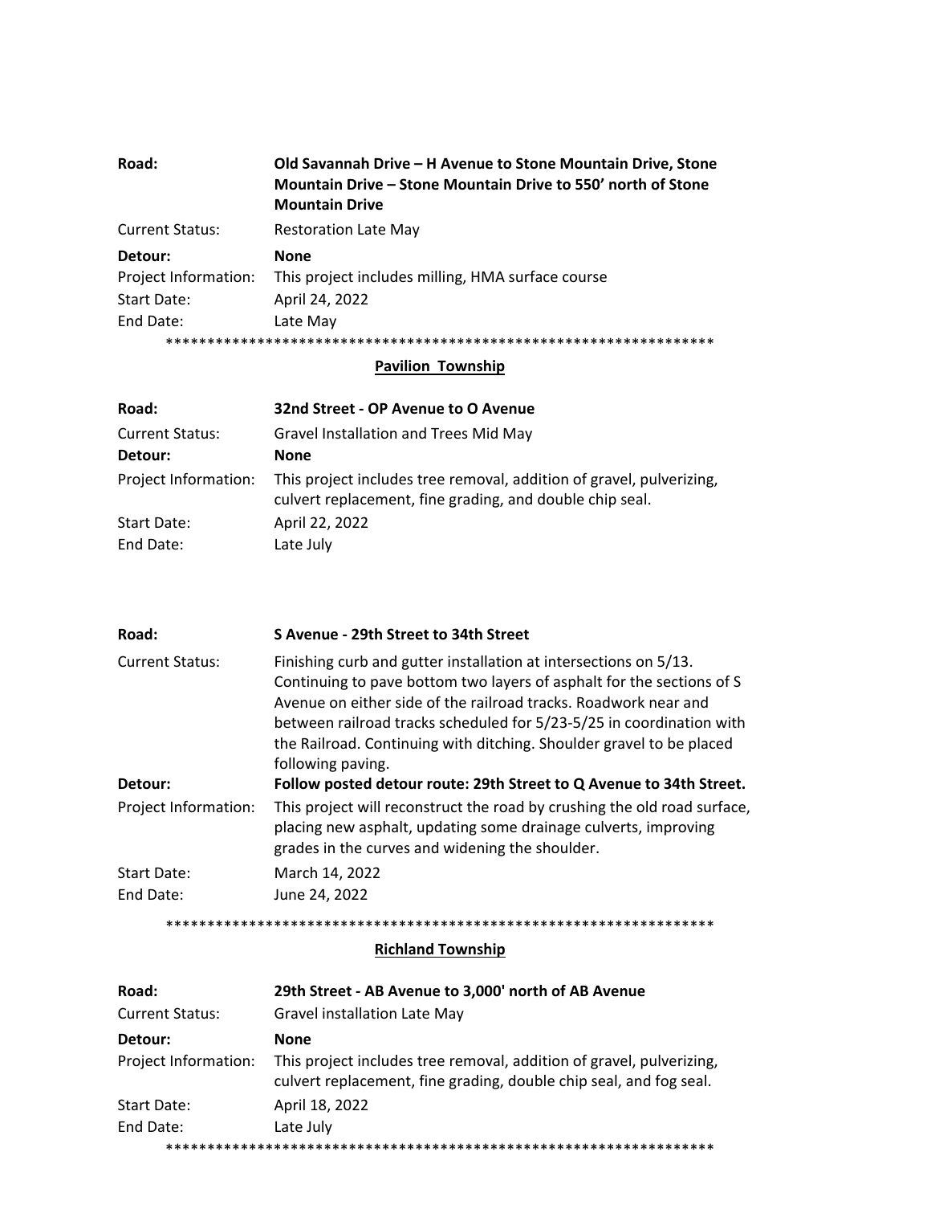| | |
|---|---|
| **Road:** | **Old Savannah Drive – H Avenue to Stone Mountain Drive, Stone Mountain Drive – Stone Mountain Drive to 550' north of Stone Mountain Drive** |
| Current Status: | Restoration Late May |
| **Detour:** | **None** |
| Project Information: | This project includes milling, HMA surface course |
| Start Date: | April 24, 2022 |
| End Date: | Late May |

*******************************************************************

## Pavilion Township

| | |
|---|---|
| **Road:** | **32nd Street - OP Avenue to O Avenue** |
| Current Status: | Gravel Installation and Trees Mid May |
| **Detour:** | **None** |
| Project Information: | This project includes tree removal, addition of gravel, pulverizing, culvert replacement, fine grading, and double chip seal. |
| Start Date: | April 22, 2022 |
| End Date: | Late July |

| | |
|---|---|
| **Road:** | **S Avenue - 29th Street to 34th Street** |
| Current Status: | Finishing curb and gutter installation at intersections on 5/13. Continuing to pave bottom two layers of asphalt for the sections of S Avenue on either side of the railroad tracks. Roadwork near and between railroad tracks scheduled for 5/23-5/25 in coordination with the Railroad. Continuing with ditching. Shoulder gravel to be placed following paving. |
| **Detour:** | **Follow posted detour route: 29th Street to Q Avenue to 34th Street.** |
| Project Information: | This project will reconstruct the road by crushing the old road surface, placing new asphalt, updating some drainage culverts, improving grades in the curves and widening the shoulder. |
| Start Date: | March 14, 2022 |
| End Date: | June 24, 2022 |

*******************************************************************

## Richland Township

| | |
|---|---|
| **Road:** | **29th Street - AB Avenue to 3,000' north of AB Avenue** |
| Current Status: | Gravel installation Late May |
| **Detour:** | **None** |
| Project Information: | This project includes tree removal, addition of gravel, pulverizing, culvert replacement, fine grading, double chip seal, and fog seal. |
| Start Date: | April 18, 2022 |
| End Date: | Late July |

*******************************************************************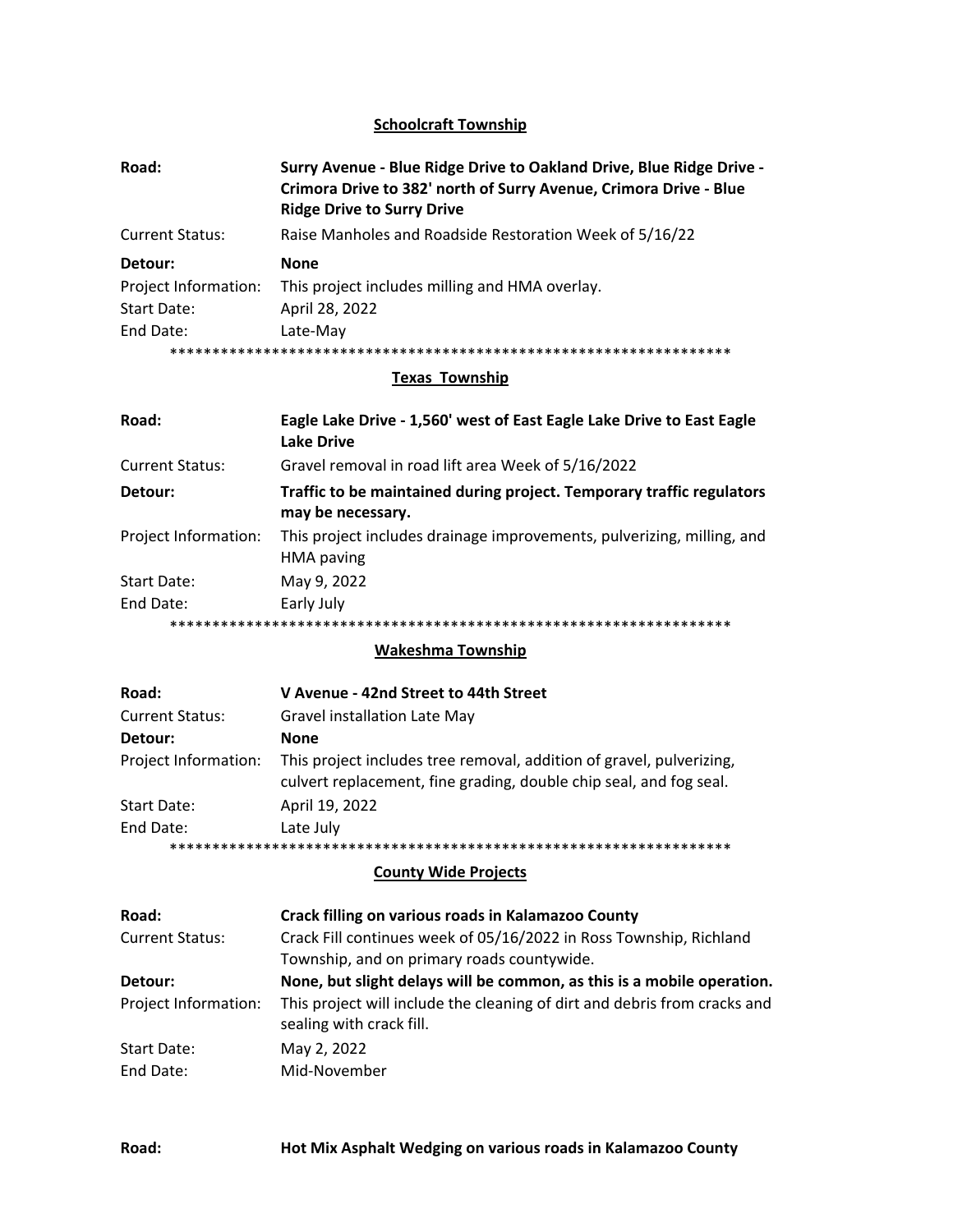## Schoolcraft Township

**Road:** **Surry Avenue - Blue Ridge Drive to Oakland Drive, Blue Ridge Drive - Crimora Drive to 382' north of Surry Avenue, Crimora Drive - Blue Ridge Drive to Surry Drive**

Current Status: Raise Manholes and Roadside Restoration Week of 5/16/22

**Detour:** **None**

Project Information: This project includes milling and HMA overlay.

Start Date: April 28, 2022

End Date: Late-May

*****************************************************************

## Texas Township

**Road:** **Eagle Lake Drive - 1,560' west of East Eagle Lake Drive to East Eagle Lake Drive**

Current Status: Gravel removal in road lift area Week of 5/16/2022

**Detour:** **Traffic to be maintained during project. Temporary traffic regulators may be necessary.**

Project Information: This project includes drainage improvements, pulverizing, milling, and HMA paving

Start Date: May 9, 2022

End Date: Early July

*****************************************************************

## Wakeshma Township

**Road:** **V Avenue - 42nd Street to 44th Street**

Current Status: Gravel installation Late May

**Detour:** **None**

Project Information: This project includes tree removal, addition of gravel, pulverizing, culvert replacement, fine grading, double chip seal, and fog seal.

Start Date: April 19, 2022

End Date: Late July

*****************************************************************

## County Wide Projects

**Road:** **Crack filling on various roads in Kalamazoo County**

Current Status: Crack Fill continues week of 05/16/2022 in Ross Township, Richland Township, and on primary roads countywide.

**Detour:** **None, but slight delays will be common, as this is a mobile operation.**

Project Information: This project will include the cleaning of dirt and debris from cracks and sealing with crack fill.

Start Date: May 2, 2022

End Date: Mid-November

**Road:** **Hot Mix Asphalt Wedging on various roads in Kalamazoo County**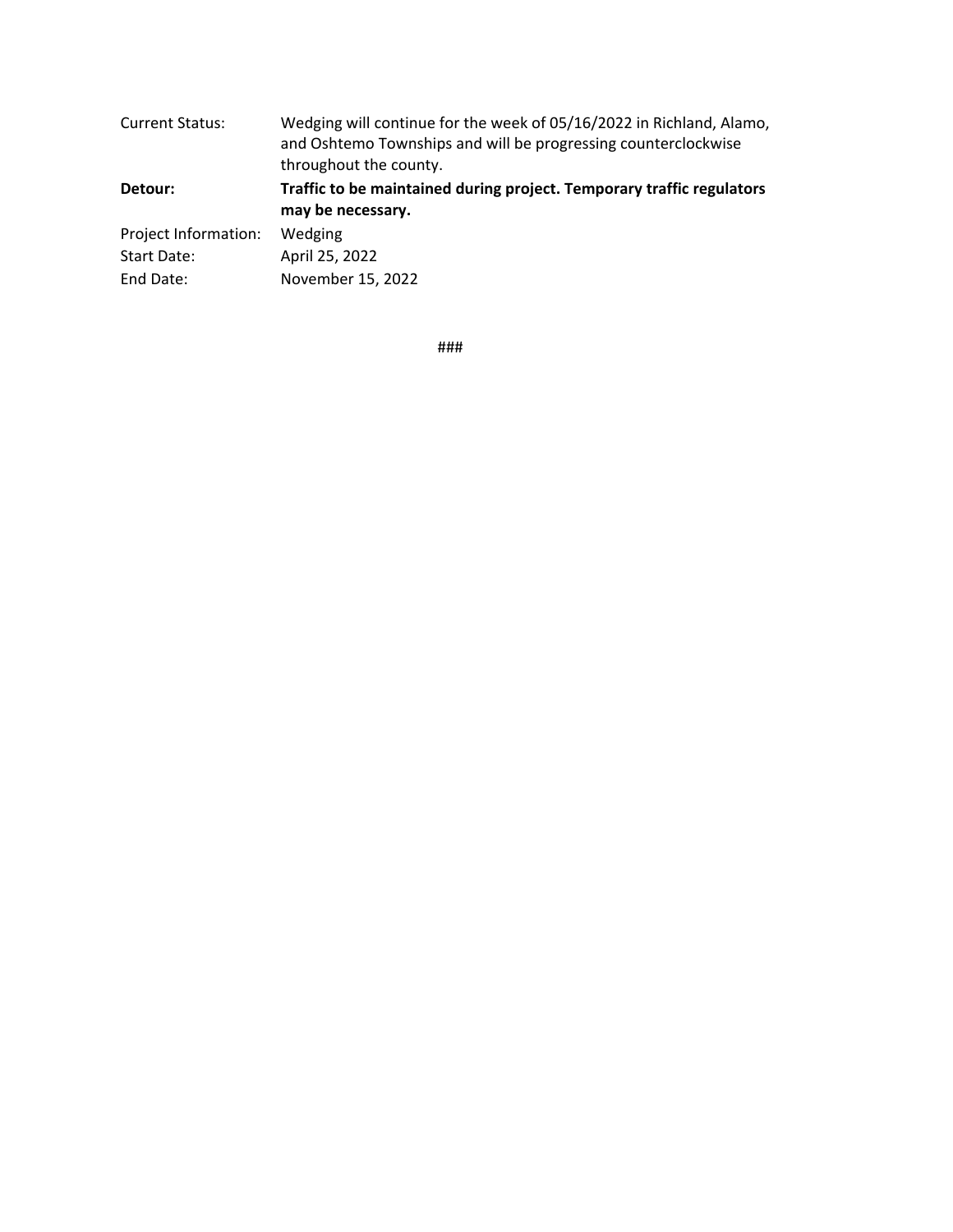| | |
|---|---|
| Current Status: | Wedging will continue for the week of 05/16/2022 in Richland, Alamo, and Oshtemo Townships and will be progressing counterclockwise throughout the county. |
| **Detour:** | **Traffic to be maintained during project. Temporary traffic regulators may be necessary.** |
| Project Information: | Wedging |
| Start Date: | April 25, 2022 |
| End Date: | November 15, 2022 |

###